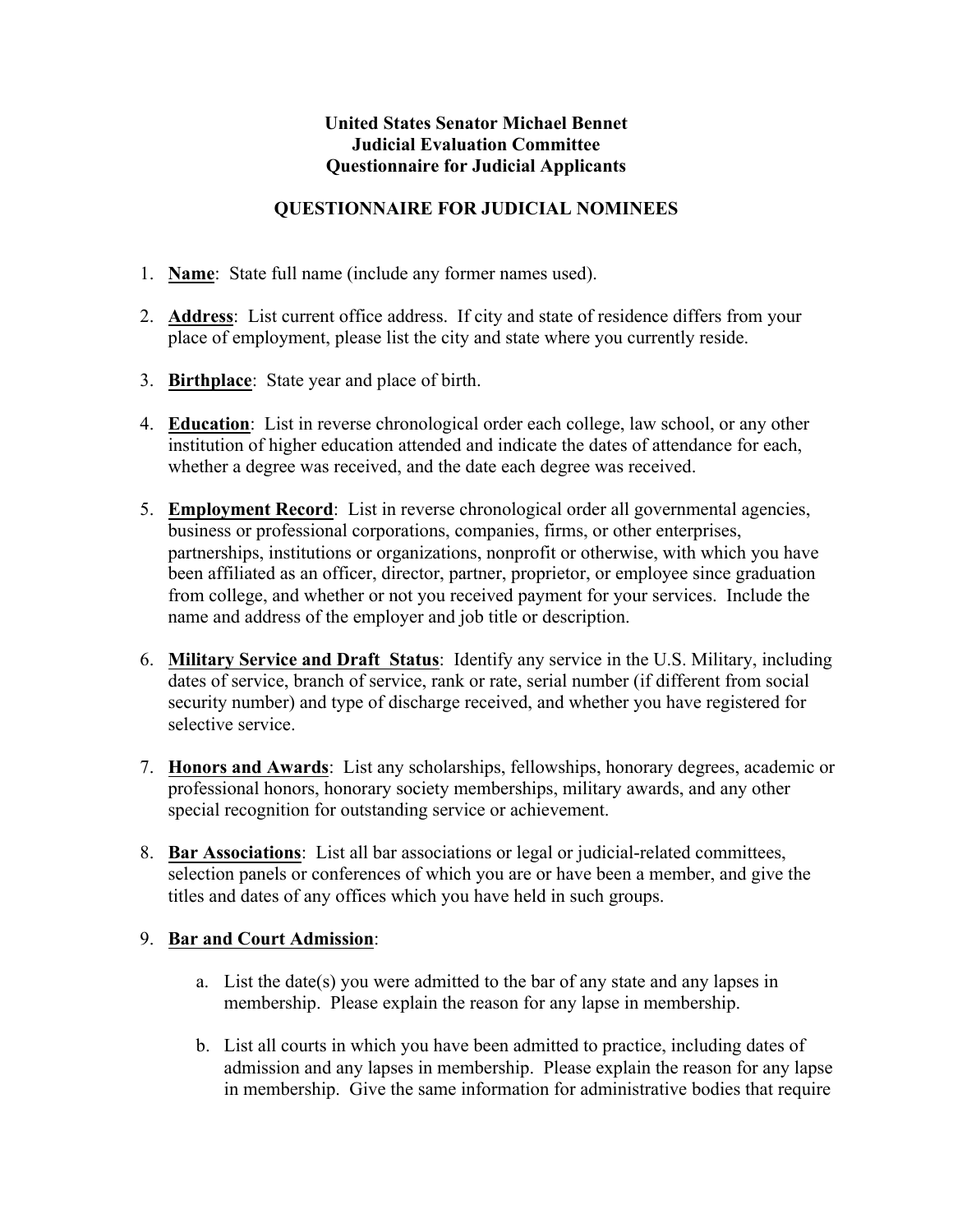**United States Senator Michael Bennet**
**Judicial Evaluation Committee**
**Questionnaire for Judicial Applicants**

## QUESTIONNAIRE FOR JUDICIAL NOMINEES

1. **Name**: State full name (include any former names used).

2. **Address**: List current office address. If city and state of residence differs from your place of employment, please list the city and state where you currently reside.

3. **Birthplace**: State year and place of birth.

4. **Education**: List in reverse chronological order each college, law school, or any other institution of higher education attended and indicate the dates of attendance for each, whether a degree was received, and the date each degree was received.

5. **Employment Record**: List in reverse chronological order all governmental agencies, business or professional corporations, companies, firms, or other enterprises, partnerships, institutions or organizations, nonprofit or otherwise, with which you have been affiliated as an officer, director, partner, proprietor, or employee since graduation from college, and whether or not you received payment for your services. Include the name and address of the employer and job title or description.

6. **Military Service and Draft Status**: Identify any service in the U.S. Military, including dates of service, branch of service, rank or rate, serial number (if different from social security number) and type of discharge received, and whether you have registered for selective service.

7. **Honors and Awards**: List any scholarships, fellowships, honorary degrees, academic or professional honors, honorary society memberships, military awards, and any other special recognition for outstanding service or achievement.

8. **Bar Associations**: List all bar associations or legal or judicial-related committees, selection panels or conferences of which you are or have been a member, and give the titles and dates of any offices which you have held in such groups.

9. **Bar and Court Admission**:

   a. List the date(s) you were admitted to the bar of any state and any lapses in membership. Please explain the reason for any lapse in membership.

   b. List all courts in which you have been admitted to practice, including dates of admission and any lapses in membership. Please explain the reason for any lapse in membership. Give the same information for administrative bodies that require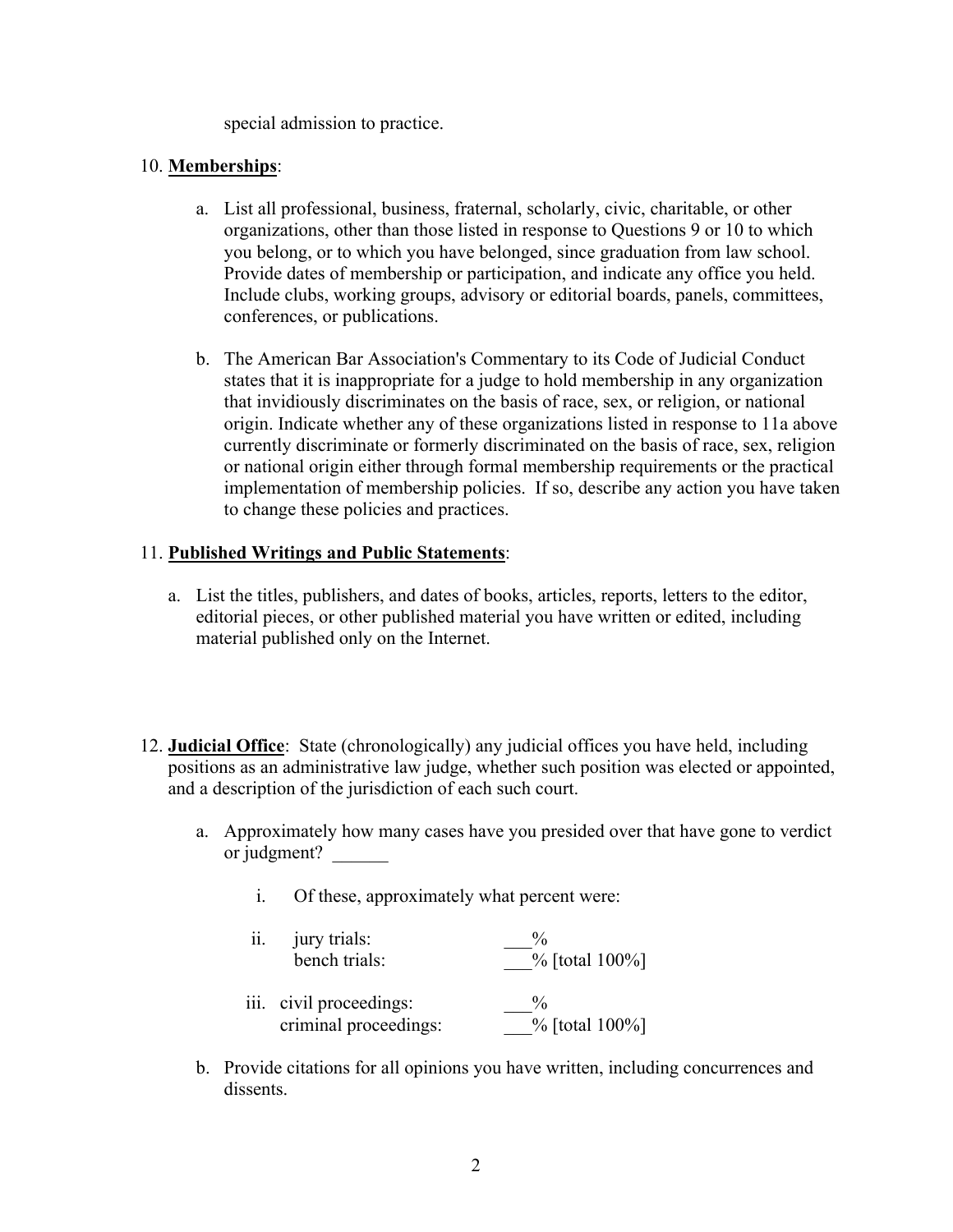special admission to practice.

10. **Memberships**:

    a. List all professional, business, fraternal, scholarly, civic, charitable, or other organizations, other than those listed in response to Questions 9 or 10 to which you belong, or to which you have belonged, since graduation from law school. Provide dates of membership or participation, and indicate any office you held. Include clubs, working groups, advisory or editorial boards, panels, committees, conferences, or publications.

    b. The American Bar Association's Commentary to its Code of Judicial Conduct states that it is inappropriate for a judge to hold membership in any organization that invidiously discriminates on the basis of race, sex, or religion, or national origin. Indicate whether any of these organizations listed in response to 11a above currently discriminate or formerly discriminated on the basis of race, sex, religion or national origin either through formal membership requirements or the practical implementation of membership policies. If so, describe any action you have taken to change these policies and practices.

11. **Published Writings and Public Statements**:

    a. List the titles, publishers, and dates of books, articles, reports, letters to the editor, editorial pieces, or other published material you have written or edited, including material published only on the Internet.

12. **Judicial Office**: State (chronologically) any judicial offices you have held, including positions as an administrative law judge, whether such position was elected or appointed, and a description of the jurisdiction of each such court.

    a. Approximately how many cases have you presided over that have gone to verdict or judgment? ______

        i. Of these, approximately what percent were:

        ii. jury trials: ___%
            bench trials: ___% [total 100%]

        iii. civil proceedings: ___%
             criminal proceedings: ___% [total 100%]

    b. Provide citations for all opinions you have written, including concurrences and dissents.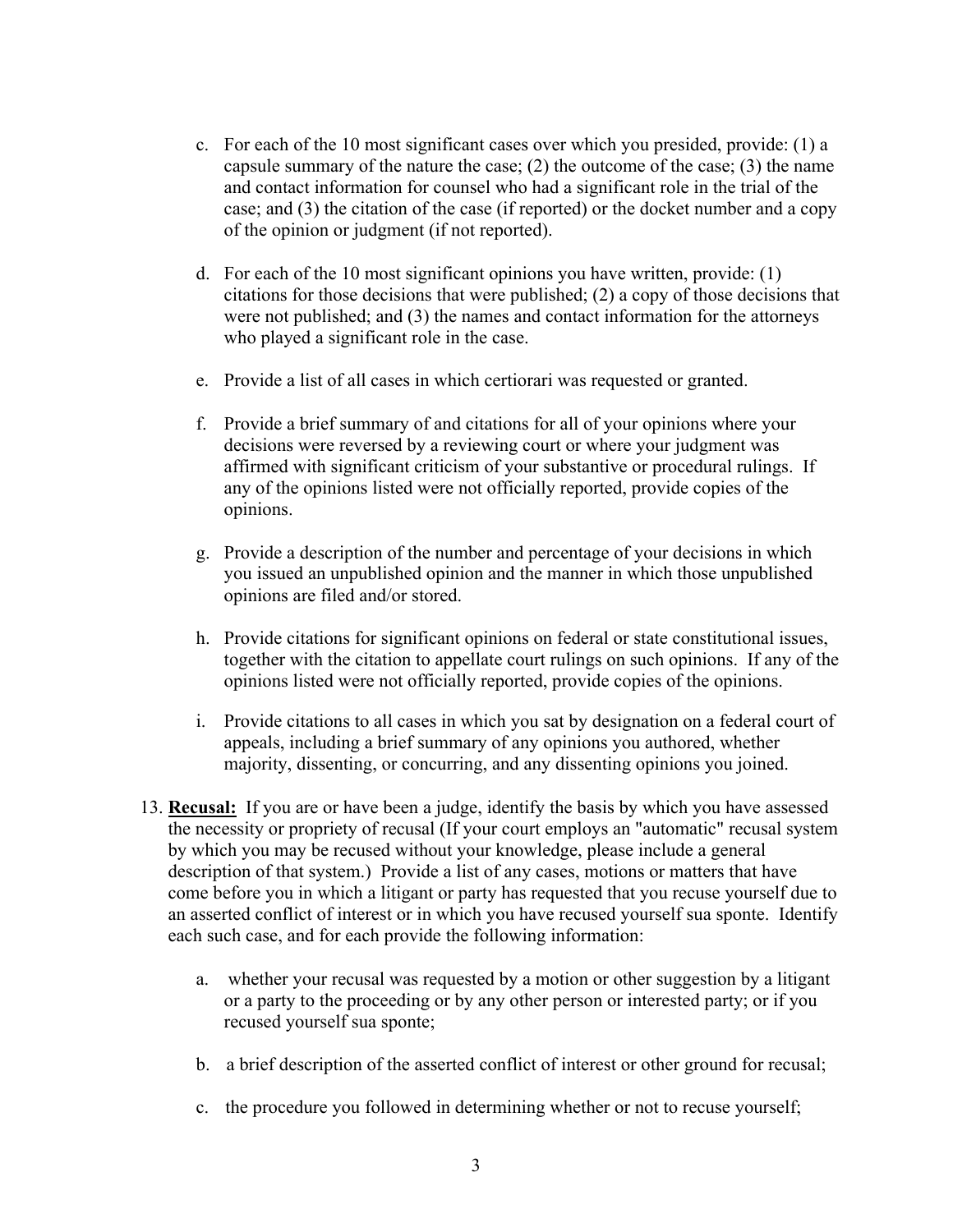c. For each of the 10 most significant cases over which you presided, provide: (1) a capsule summary of the nature the case; (2) the outcome of the case; (3) the name and contact information for counsel who had a significant role in the trial of the case; and (3) the citation of the case (if reported) or the docket number and a copy of the opinion or judgment (if not reported).

d. For each of the 10 most significant opinions you have written, provide: (1) citations for those decisions that were published; (2) a copy of those decisions that were not published; and (3) the names and contact information for the attorneys who played a significant role in the case.

e. Provide a list of all cases in which certiorari was requested or granted.

f. Provide a brief summary of and citations for all of your opinions where your decisions were reversed by a reviewing court or where your judgment was affirmed with significant criticism of your substantive or procedural rulings. If any of the opinions listed were not officially reported, provide copies of the opinions.

g. Provide a description of the number and percentage of your decisions in which you issued an unpublished opinion and the manner in which those unpublished opinions are filed and/or stored.

h. Provide citations for significant opinions on federal or state constitutional issues, together with the citation to appellate court rulings on such opinions. If any of the opinions listed were not officially reported, provide copies of the opinions.

i. Provide citations to all cases in which you sat by designation on a federal court of appeals, including a brief summary of any opinions you authored, whether majority, dissenting, or concurring, and any dissenting opinions you joined.

13. **Recusal:** If you are or have been a judge, identify the basis by which you have assessed the necessity or propriety of recusal (If your court employs an "automatic" recusal system by which you may be recused without your knowledge, please include a general description of that system.) Provide a list of any cases, motions or matters that have come before you in which a litigant or party has requested that you recuse yourself due to an asserted conflict of interest or in which you have recused yourself sua sponte. Identify each such case, and for each provide the following information:

    a. whether your recusal was requested by a motion or other suggestion by a litigant or a party to the proceeding or by any other person or interested party; or if you recused yourself sua sponte;

    b. a brief description of the asserted conflict of interest or other ground for recusal;

    c. the procedure you followed in determining whether or not to recuse yourself;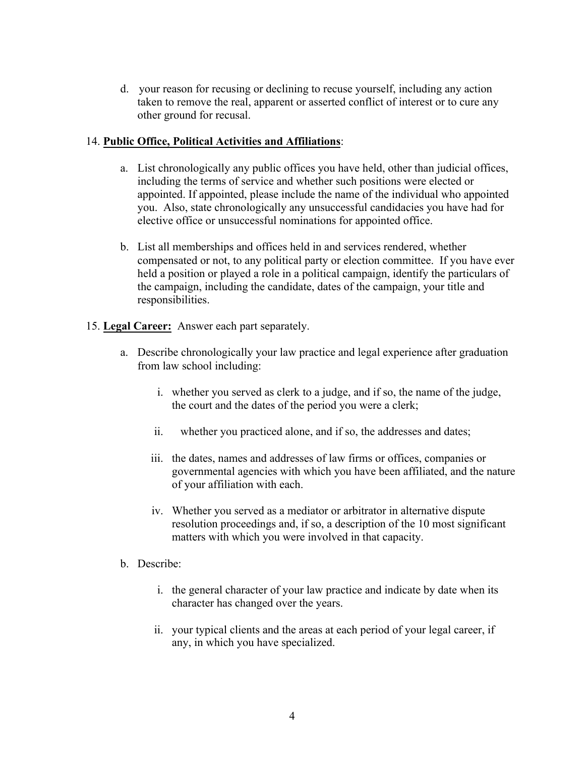d. your reason for recusing or declining to recuse yourself, including any action taken to remove the real, apparent or asserted conflict of interest or to cure any other ground for recusal.

14. **Public Office, Political Activities and Affiliations**:

   a. List chronologically any public offices you have held, other than judicial offices, including the terms of service and whether such positions were elected or appointed. If appointed, please include the name of the individual who appointed you. Also, state chronologically any unsuccessful candidacies you have had for elective office or unsuccessful nominations for appointed office.

   b. List all memberships and offices held in and services rendered, whether compensated or not, to any political party or election committee. If you have ever held a position or played a role in a political campaign, identify the particulars of the campaign, including the candidate, dates of the campaign, your title and responsibilities.

15. **Legal Career:** Answer each part separately.

   a. Describe chronologically your law practice and legal experience after graduation from law school including:

      i. whether you served as clerk to a judge, and if so, the name of the judge, the court and the dates of the period you were a clerk;

      ii. whether you practiced alone, and if so, the addresses and dates;

      iii. the dates, names and addresses of law firms or offices, companies or governmental agencies with which you have been affiliated, and the nature of your affiliation with each.

      iv. Whether you served as a mediator or arbitrator in alternative dispute resolution proceedings and, if so, a description of the 10 most significant matters with which you were involved in that capacity.

   b. Describe:

      i. the general character of your law practice and indicate by date when its character has changed over the years.

      ii. your typical clients and the areas at each period of your legal career, if any, in which you have specialized.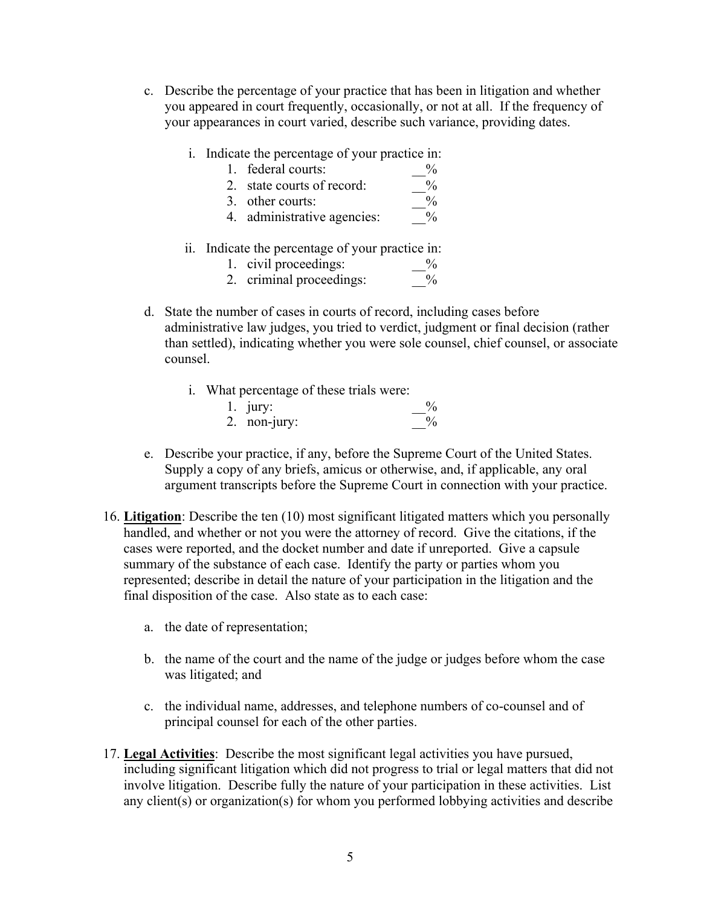c. Describe the percentage of your practice that has been in litigation and whether you appeared in court frequently, occasionally, or not at all. If the frequency of your appearances in court varied, describe such variance, providing dates.

   i. Indicate the percentage of your practice in:
      1. federal courts: __%
      2. state courts of record: __%
      3. other courts: __%
      4. administrative agencies: __%

   ii. Indicate the percentage of your practice in:
      1. civil proceedings: __%
      2. criminal proceedings: __%

d. State the number of cases in courts of record, including cases before administrative law judges, you tried to verdict, judgment or final decision (rather than settled), indicating whether you were sole counsel, chief counsel, or associate counsel.

   i. What percentage of these trials were:
      1. jury: __%
      2. non-jury: __%

e. Describe your practice, if any, before the Supreme Court of the United States. Supply a copy of any briefs, amicus or otherwise, and, if applicable, any oral argument transcripts before the Supreme Court in connection with your practice.

16. **Litigation**: Describe the ten (10) most significant litigated matters which you personally handled, and whether or not you were the attorney of record. Give the citations, if the cases were reported, and the docket number and date if unreported. Give a capsule summary of the substance of each case. Identify the party or parties whom you represented; describe in detail the nature of your participation in the litigation and the final disposition of the case. Also state as to each case:

    a. the date of representation;

    b. the name of the court and the name of the judge or judges before whom the case was litigated; and

    c. the individual name, addresses, and telephone numbers of co-counsel and of principal counsel for each of the other parties.

17. **Legal Activities**: Describe the most significant legal activities you have pursued, including significant litigation which did not progress to trial or legal matters that did not involve litigation. Describe fully the nature of your participation in these activities. List any client(s) or organization(s) for whom you performed lobbying activities and describe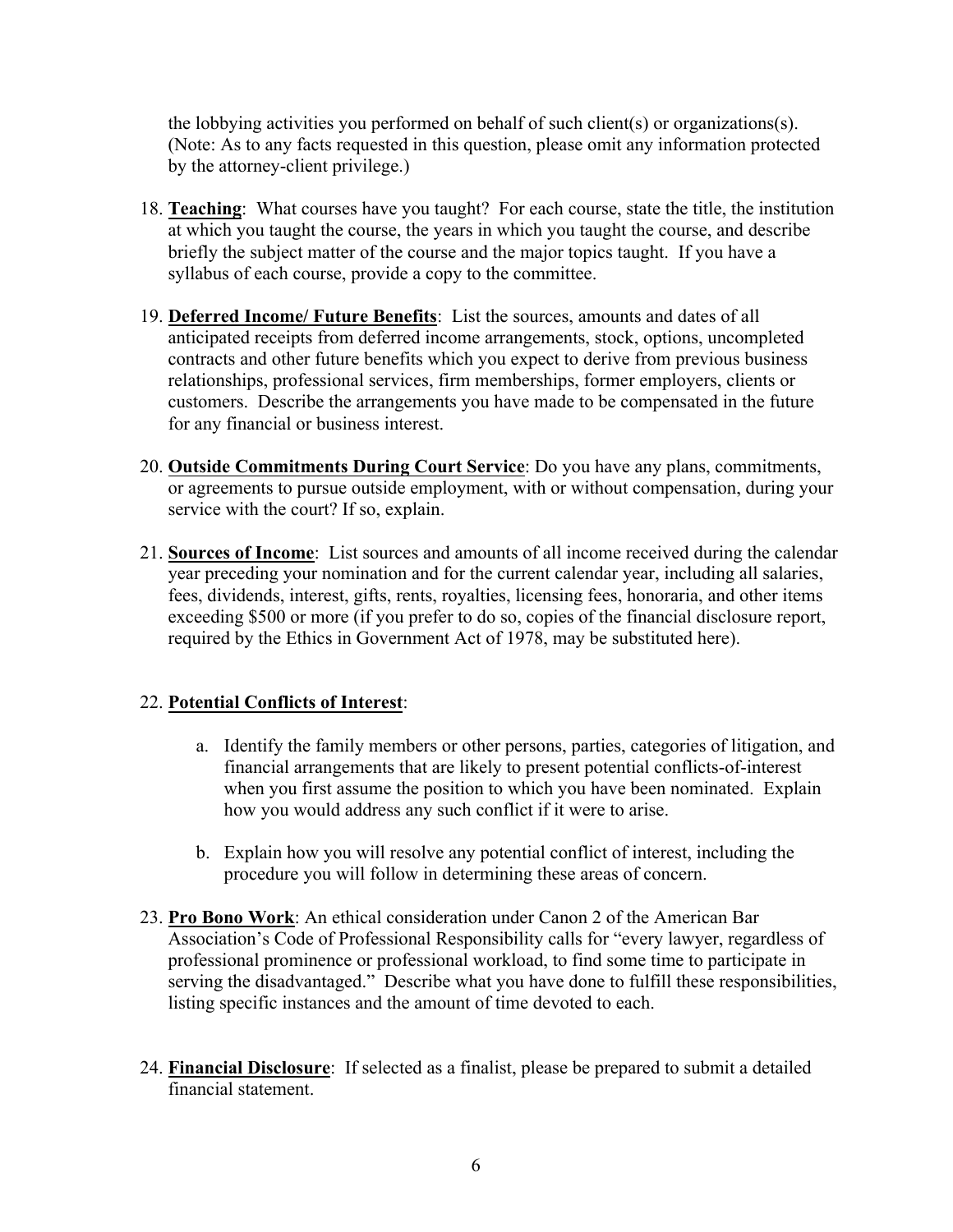the lobbying activities you performed on behalf of such client(s) or organizations(s). (Note: As to any facts requested in this question, please omit any information protected by the attorney-client privilege.)

18. **Teaching**: What courses have you taught? For each course, state the title, the institution at which you taught the course, the years in which you taught the course, and describe briefly the subject matter of the course and the major topics taught. If you have a syllabus of each course, provide a copy to the committee.

19. **Deferred Income/ Future Benefits**: List the sources, amounts and dates of all anticipated receipts from deferred income arrangements, stock, options, uncompleted contracts and other future benefits which you expect to derive from previous business relationships, professional services, firm memberships, former employers, clients or customers. Describe the arrangements you have made to be compensated in the future for any financial or business interest.

20. **Outside Commitments During Court Service**: Do you have any plans, commitments, or agreements to pursue outside employment, with or without compensation, during your service with the court? If so, explain.

21. **Sources of Income**: List sources and amounts of all income received during the calendar year preceding your nomination and for the current calendar year, including all salaries, fees, dividends, interest, gifts, rents, royalties, licensing fees, honoraria, and other items exceeding $500 or more (if you prefer to do so, copies of the financial disclosure report, required by the Ethics in Government Act of 1978, may be substituted here).

22. **Potential Conflicts of Interest**:

    a. Identify the family members or other persons, parties, categories of litigation, and financial arrangements that are likely to present potential conflicts-of-interest when you first assume the position to which you have been nominated. Explain how you would address any such conflict if it were to arise.

    b. Explain how you will resolve any potential conflict of interest, including the procedure you will follow in determining these areas of concern.

23. **Pro Bono Work**: An ethical consideration under Canon 2 of the American Bar Association's Code of Professional Responsibility calls for "every lawyer, regardless of professional prominence or professional workload, to find some time to participate in serving the disadvantaged." Describe what you have done to fulfill these responsibilities, listing specific instances and the amount of time devoted to each.

24. **Financial Disclosure**: If selected as a finalist, please be prepared to submit a detailed financial statement.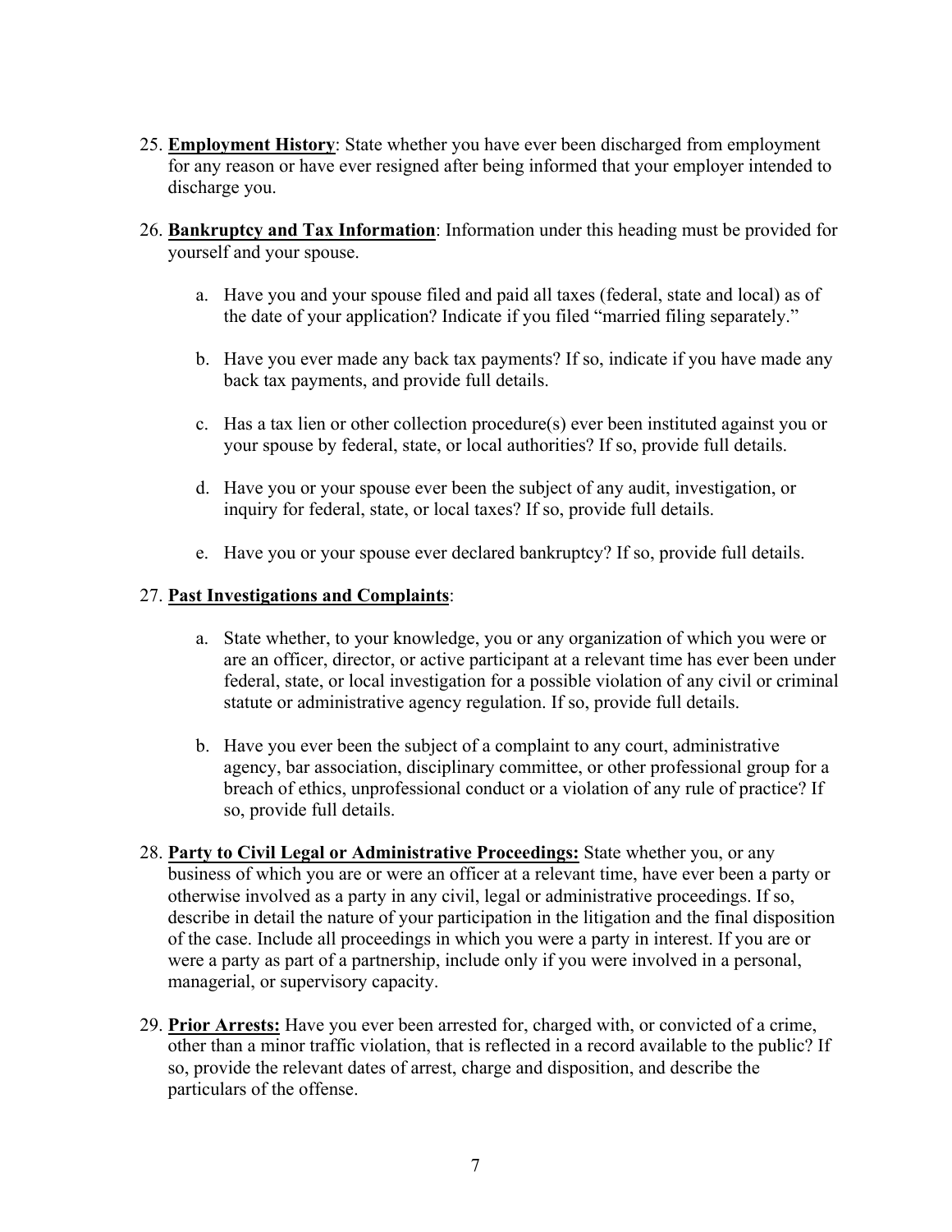25. **Employment History**: State whether you have ever been discharged from employment for any reason or have ever resigned after being informed that your employer intended to discharge you.

26. **Bankruptcy and Tax Information**: Information under this heading must be provided for yourself and your spouse.

    a. Have you and your spouse filed and paid all taxes (federal, state and local) as of the date of your application? Indicate if you filed "married filing separately."

    b. Have you ever made any back tax payments? If so, indicate if you have made any back tax payments, and provide full details.

    c. Has a tax lien or other collection procedure(s) ever been instituted against you or your spouse by federal, state, or local authorities? If so, provide full details.

    d. Have you or your spouse ever been the subject of any audit, investigation, or inquiry for federal, state, or local taxes? If so, provide full details.

    e. Have you or your spouse ever declared bankruptcy? If so, provide full details.

27. **Past Investigations and Complaints**:

    a. State whether, to your knowledge, you or any organization of which you were or are an officer, director, or active participant at a relevant time has ever been under federal, state, or local investigation for a possible violation of any civil or criminal statute or administrative agency regulation. If so, provide full details.

    b. Have you ever been the subject of a complaint to any court, administrative agency, bar association, disciplinary committee, or other professional group for a breach of ethics, unprofessional conduct or a violation of any rule of practice? If so, provide full details.

28. **Party to Civil Legal or Administrative Proceedings:** State whether you, or any business of which you are or were an officer at a relevant time, have ever been a party or otherwise involved as a party in any civil, legal or administrative proceedings. If so, describe in detail the nature of your participation in the litigation and the final disposition of the case. Include all proceedings in which you were a party in interest. If you are or were a party as part of a partnership, include only if you were involved in a personal, managerial, or supervisory capacity.

29. **Prior Arrests:** Have you ever been arrested for, charged with, or convicted of a crime, other than a minor traffic violation, that is reflected in a record available to the public? If so, provide the relevant dates of arrest, charge and disposition, and describe the particulars of the offense.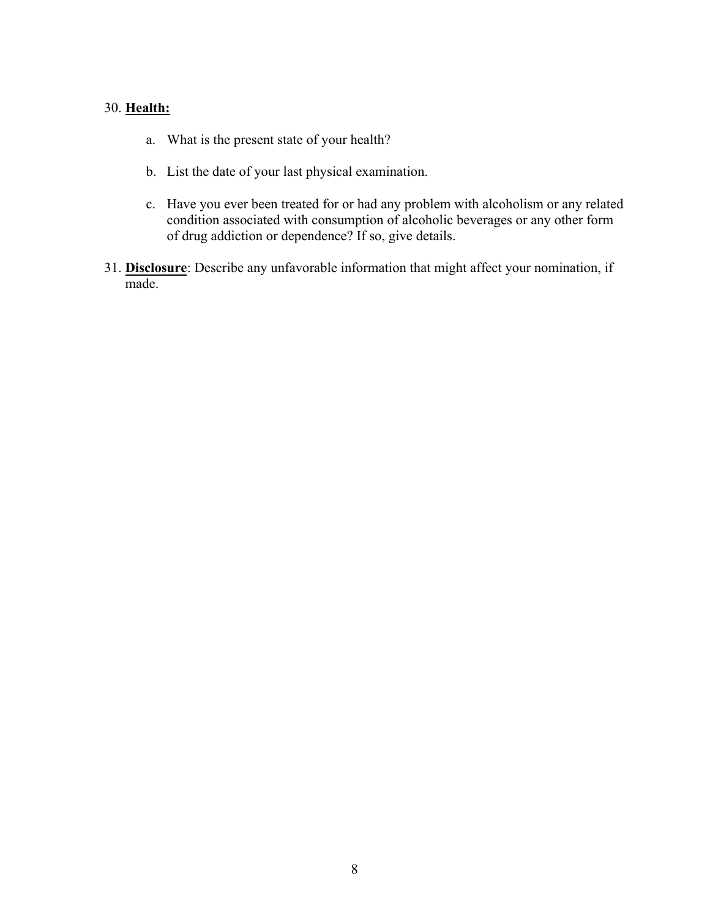30. **Health:**

    a. What is the present state of your health?

    b. List the date of your last physical examination.

    c. Have you ever been treated for or had any problem with alcoholism or any related condition associated with consumption of alcoholic beverages or any other form of drug addiction or dependence? If so, give details.

31. **Disclosure**: Describe any unfavorable information that might affect your nomination, if made.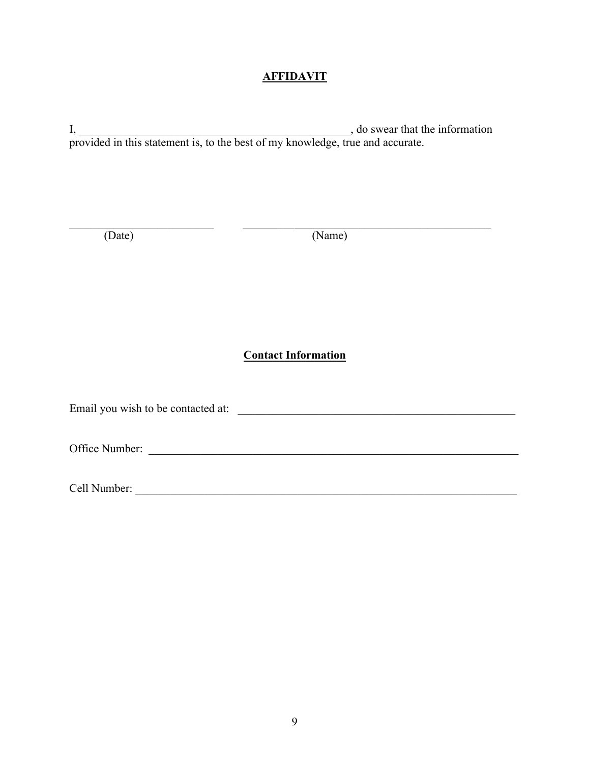**AFFIDAVIT**

I, _________________________________________________, do swear that the information provided in this statement is, to the best of my knowledge, true and accurate.

__________________________ ____________________________________________
(Date) (Name)

**Contact Information**

Email you wish to be contacted at: __________________________________________________

Office Number: __________________________________________________________________

Cell Number: ____________________________________________________________________